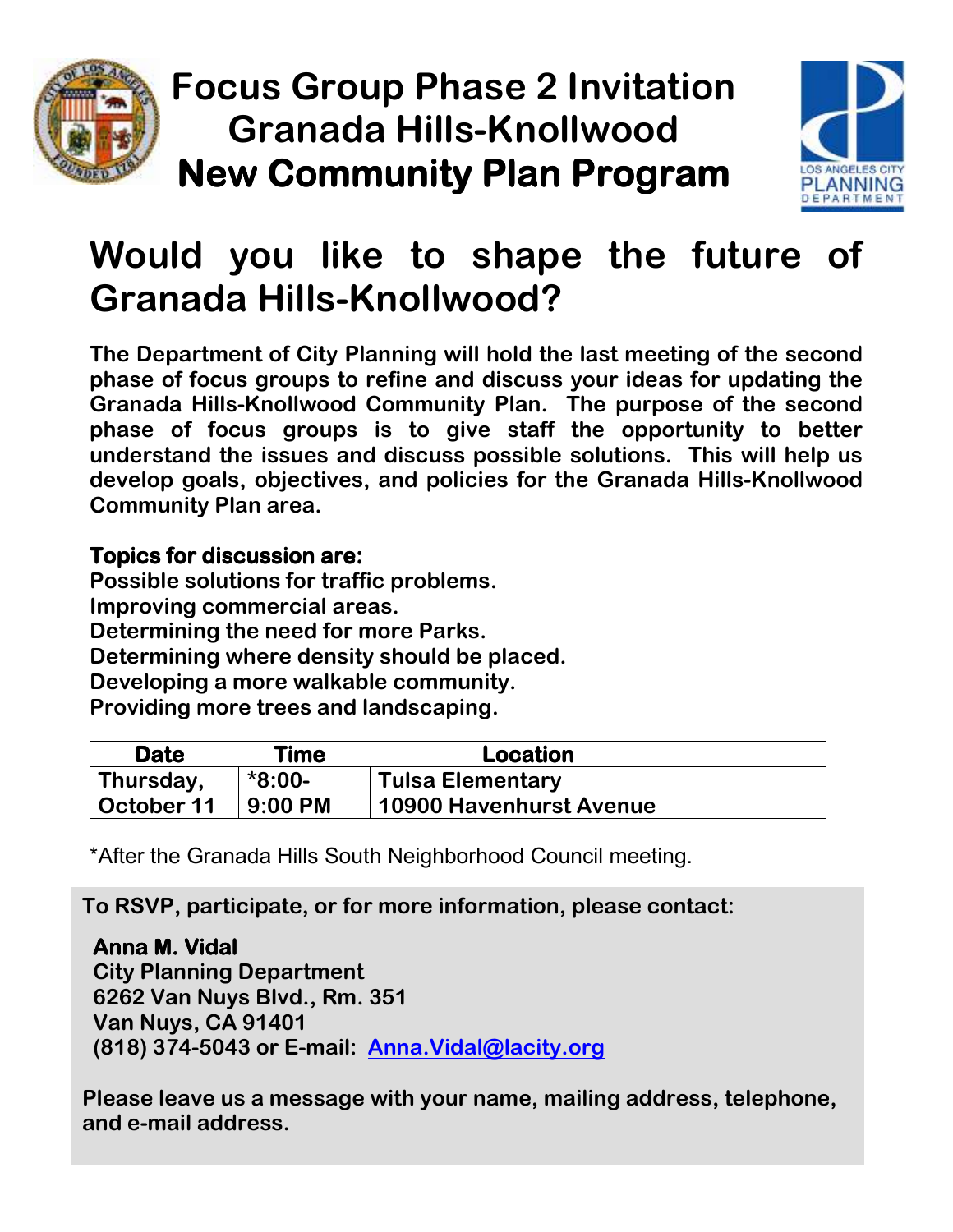# Focus Group Phase 2 Invitation
# Granada Hills-Knollwood
# New Community Plan Program

LOS ANGELES CITY PLANNING DEPARTMENT

## Would you like to shape the future of Granada Hills-Knollwood?

**The Department of City Planning will hold the last meeting of the second phase of focus groups to refine and discuss your ideas for updating the Granada Hills-Knollwood Community Plan. The purpose of the second phase of focus groups is to give staff the opportunity to better understand the issues and discuss possible solutions. This will help us develop goals, objectives, and policies for the Granada Hills-Knollwood Community Plan area.**

**Topics for discussion are:**
**Possible solutions for traffic problems.**
**Improving commercial areas.**
**Determining the need for more Parks.**
**Determining where density should be placed.**
**Developing a more walkable community.**
**Providing more trees and landscaping.**

| Date | Time | Location |
|---|---|---|
| Thursday, October 11 | *8:00-9:00 PM | Tulsa Elementary 10900 Havenhurst Avenue |

*After the Granada Hills South Neighborhood Council meeting.

**To RSVP, participate, or for more information, please contact:**

**Anna M. Vidal**
**City Planning Department**
**6262 Van Nuys Blvd., Rm. 351**
**Van Nuys, CA 91401**
**(818) 374-5043 or E-mail: Anna.Vidal@lacity.org**

**Please leave us a message with your name, mailing address, telephone, and e-mail address.**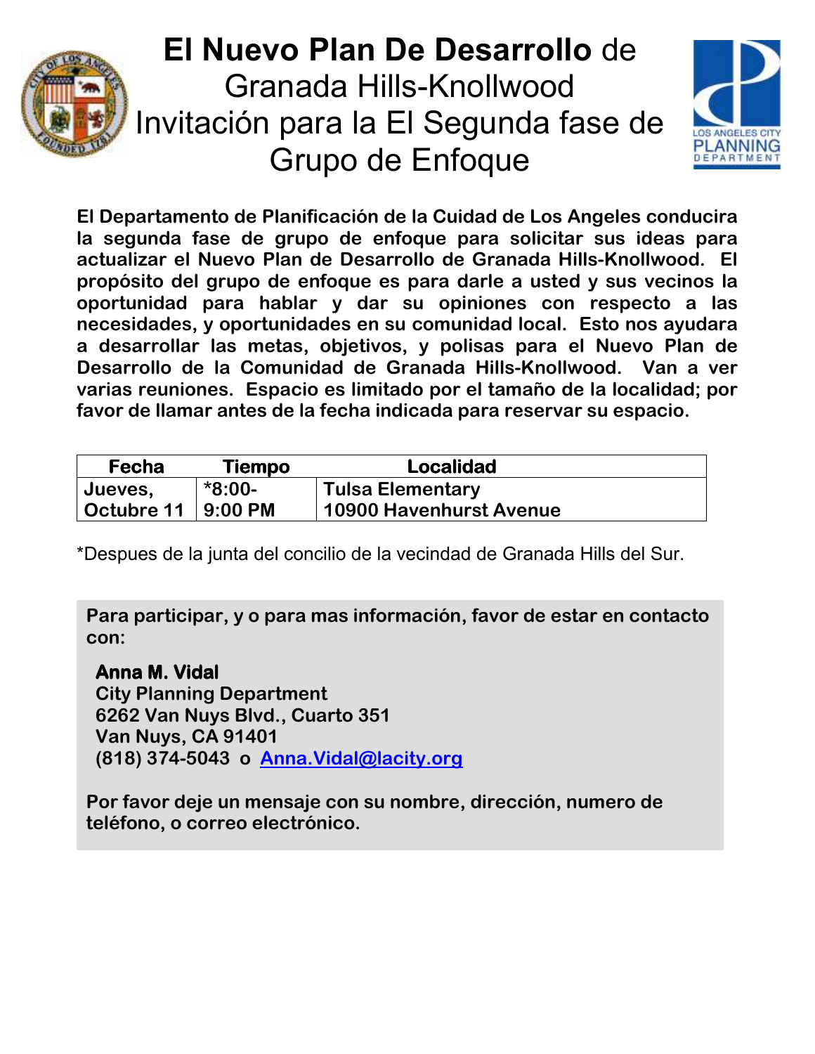# **El Nuevo Plan De Desarrollo** de Granada Hills-Knollwood Invitación para la El Segunda fase de Grupo de Enfoque

**El Departamento de Planificación de la Cuidad de Los Angeles conducira la segunda fase de grupo de enfoque para solicitar sus ideas para actualizar el Nuevo Plan de Desarrollo de Granada Hills-Knollwood. El propósito del grupo de enfoque es para darle a usted y sus vecinos la oportunidad para hablar y dar su opiniones con respecto a las necesidades, y oportunidades en su comunidad local. Esto nos ayudara a desarrollar las metas, objetivos, y polisas para el Nuevo Plan de Desarrollo de la Comunidad de Granada Hills-Knollwood. Van a ver varias reuniones. Espacio es limitado por el tamaño de la localidad; por favor de llamar antes de la fecha indicada para reservar su espacio.**

| Fecha | Tiempo | Localidad |
|---|---|---|
| Jueves, Octubre 11 | *8:00-9:00 PM | Tulsa Elementary 10900 Havenhurst Avenue |

*Despues de la junta del concilio de la vecindad de Granada Hills del Sur.

**Para participar, y o para mas información, favor de estar en contacto con:**

**Anna M. Vidal**
**City Planning Department**
**6262 Van Nuys Blvd., Cuarto 351**
**Van Nuys, CA 91401**
**(818) 374-5043 o Anna.Vidal@lacity.org**

**Por favor deje un mensaje con su nombre, dirección, numero de teléfono, o correo electrónico.**